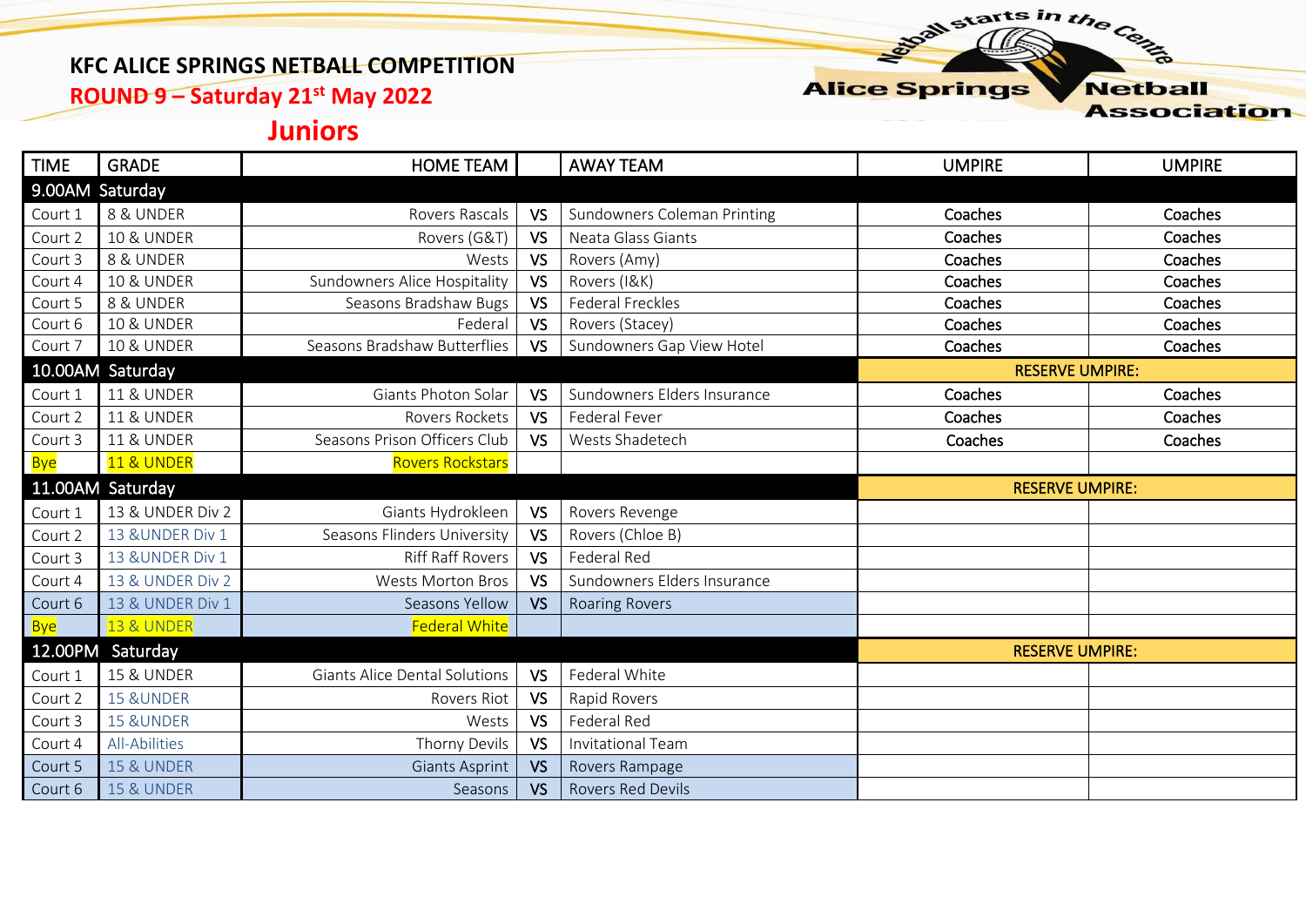# KFC ALICE SPRINGS NETBALL COMPETITION

## ROUND 9 – Saturday 21st May 2022

## Juniors

Alice Springs Netball Association — Netball starts in the Centre

| TIME | GRADE | HOME TEAM | | AWAY TEAM | UMPIRE | UMPIRE |
|---|---|---|---|---|---|---|
| 9.00AM Saturday | | | | | | |
| Court 1 | 8 & UNDER | Rovers Rascals | VS | Sundowners Coleman Printing | Coaches | Coaches |
| Court 2 | 10 & UNDER | Rovers (G&T) | VS | Neata Glass Giants | Coaches | Coaches |
| Court 3 | 8 & UNDER | Wests | VS | Rovers (Amy) | Coaches | Coaches |
| Court 4 | 10 & UNDER | Sundowners Alice Hospitality | VS | Rovers (I&K) | Coaches | Coaches |
| Court 5 | 8 & UNDER | Seasons Bradshaw Bugs | VS | Federal Freckles | Coaches | Coaches |
| Court 6 | 10 & UNDER | Federal | VS | Rovers (Stacey) | Coaches | Coaches |
| Court 7 | 10 & UNDER | Seasons Bradshaw Butterflies | VS | Sundowners Gap View Hotel | Coaches | Coaches |
| 10.00AM Saturday | | | | | RESERVE UMPIRE: | |
| Court 1 | 11 & UNDER | Giants Photon Solar | VS | Sundowners Elders Insurance | Coaches | Coaches |
| Court 2 | 11 & UNDER | Rovers Rockets | VS | Federal Fever | Coaches | Coaches |
| Court 3 | 11 & UNDER | Seasons Prison Officers Club | VS | Wests Shadetech | Coaches | Coaches |
| Bye | 11 & UNDER | Rovers Rockstars | | | | |
| 11.00AM Saturday | | | | | RESERVE UMPIRE: | |
| Court 1 | 13 & UNDER Div 2 | Giants Hydrokleen | VS | Rovers Revenge | | |
| Court 2 | 13 &UNDER Div 1 | Seasons Flinders University | VS | Rovers (Chloe B) | | |
| Court 3 | 13 &UNDER Div 1 | Riff Raff Rovers | VS | Federal Red | | |
| Court 4 | 13 & UNDER Div 2 | Wests Morton Bros | VS | Sundowners Elders Insurance | | |
| Court 6 | 13 & UNDER Div 1 | Seasons Yellow | VS | Roaring Rovers | | |
| Bye | 13 & UNDER | Federal White | | | | |
| 12.00PM Saturday | | | | | RESERVE UMPIRE: | |
| Court 1 | 15 & UNDER | Giants Alice Dental Solutions | VS | Federal White | | |
| Court 2 | 15 &UNDER | Rovers Riot | VS | Rapid Rovers | | |
| Court 3 | 15 &UNDER | Wests | VS | Federal Red | | |
| Court 4 | All-Abilities | Thorny Devils | VS | Invitational Team | | |
| Court 5 | 15 & UNDER | Giants Asprint | VS | Rovers Rampage | | |
| Court 6 | 15 & UNDER | Seasons | VS | Rovers Red Devils | | |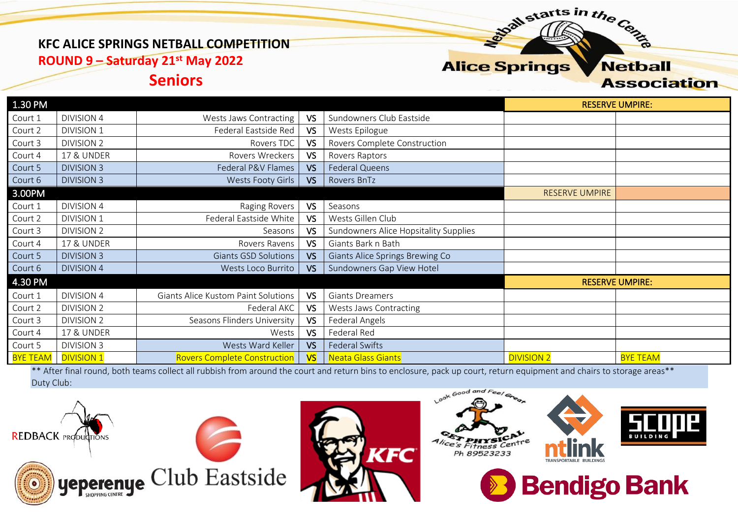**KFC ALICE SPRINGS NETBALL COMPETITION**

**ROUND 9 – Saturday 21st May 2022**

## Seniors

Netball starts in the Centre — Alice Springs Netball Association

| | | | | | | |
|---|---|---|---|---|---|---|
| 1.30 PM | | | | | RESERVE UMPIRE: | |
| Court 1 | DIVISION 4 | Wests Jaws Contracting | VS | Sundowners Club Eastside | | |
| Court 2 | DIVISION 1 | Federal Eastside Red | VS | Wests Epilogue | | |
| Court 3 | DIVISION 2 | Rovers TDC | VS | Rovers Complete Construction | | |
| Court 4 | 17 & UNDER | Rovers Wreckers | VS | Rovers Raptors | | |
| Court 5 | DIVISION 3 | Federal P&V Flames | VS | Federal Queens | | |
| Court 6 | DIVISION 3 | Wests Footy Girls | VS | Rovers BnTz | | |
| 3.00PM | | | | | RESERVE UMPIRE | |
| Court 1 | DIVISION 4 | Raging Rovers | VS | Seasons | | |
| Court 2 | DIVISION 1 | Federal Eastside White | VS | Wests Gillen Club | | |
| Court 3 | DIVISION 2 | Seasons | VS | Sundowners Alice Hospitality Supplies | | |
| Court 4 | 17 & UNDER | Rovers Ravens | VS | Giants Bark n Bath | | |
| Court 5 | DIVISION 3 | Giants GSD Solutions | VS | Giants Alice Springs Brewing Co | | |
| Court 6 | DIVISION 4 | Wests Loco Burrito | VS | Sundowners Gap View Hotel | | |
| 4.30 PM | | | | | RESERVE UMPIRE: | |
| Court 1 | DIVISION 4 | Giants Alice Kustom Paint Solutions | VS | Giants Dreamers | | |
| Court 2 | DIVISION 2 | Federal AKC | VS | Wests Jaws Contracting | | |
| Court 3 | DIVISION 2 | Seasons Flinders University | VS | Federal Angels | | |
| Court 4 | 17 & UNDER | Wests | VS | Federal Red | | |
| Court 5 | DIVISION 3 | Wests Ward Keller | VS | Federal Swifts | | |
| BYE TEAM | DIVISION 1 | Rovers Complete Construction | VS | Neata Glass Giants | DIVISION 2 | BYE TEAM |

** After final round, both teams collect all rubbish from around the court and return bins to enclosure, pack up court, return equipment and chairs to storage areas**

Duty Club:

REDBACK PRODUCTIONS · Club Eastside · KFC · Get Physical Alice's Fitness Centre Ph 89523233 · ntlink Transportable Buildings · SCOPE Building · yeperenye Shopping Centre · Bendigo Bank